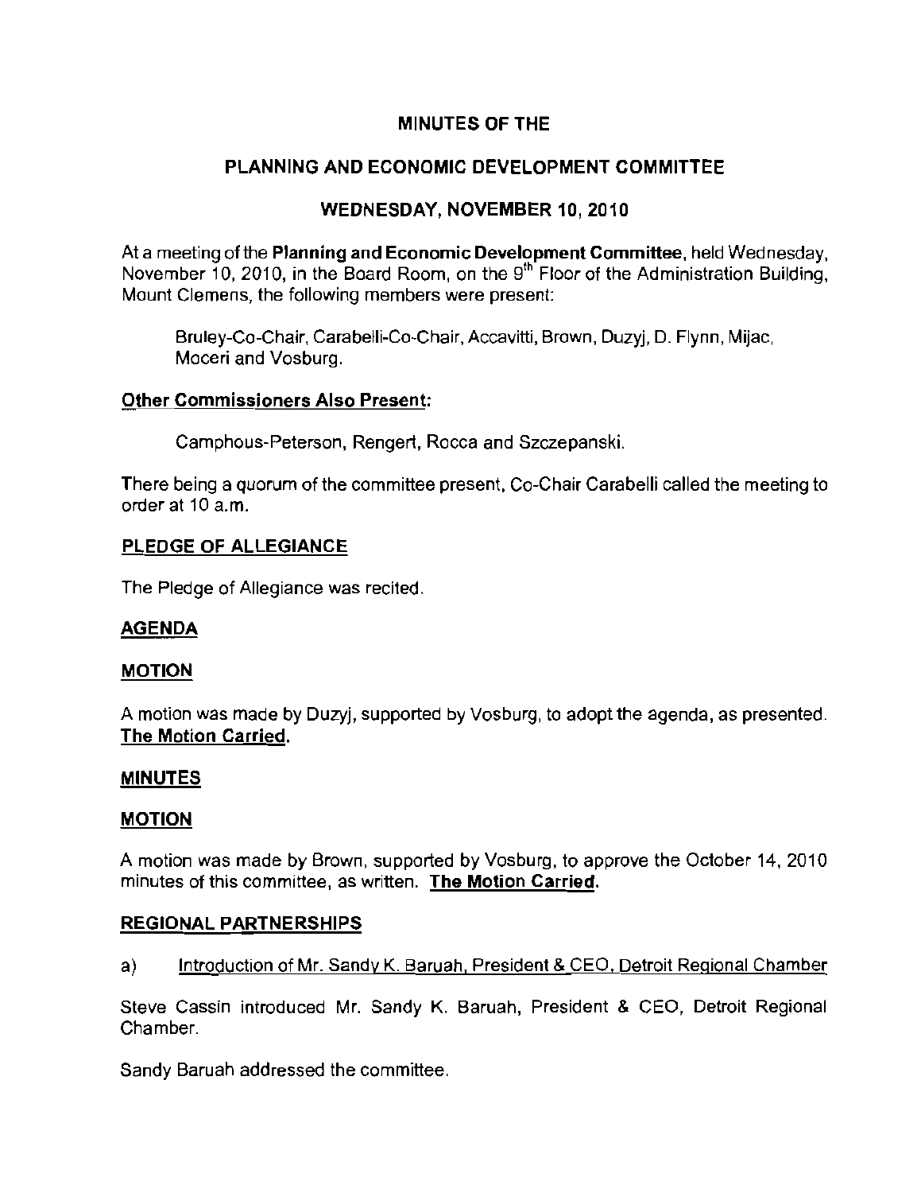# MINUTES OF THE

## PLANNING AND ECONOMIC DEVELOPMENT COMMITTEE

## WEDNESDAY, NOVEMBER 10, 2010

At a meeting of the **Planning and Economic Development Committee**, held Wednesday, November 10, 2010, in the Board Room, on the 9th Floor of the Administration Building, Mount Clemens, the following members were present:

Bruley-Co-Chair, Carabelli-Co-Chair, Accavitti, Brown, Duzyj, D. Flynn, Mijac, Moceri and Vosburg.

### Other Commissioners Also Present:

Camphous-Peterson, Rengert, Rocca and Szczepanski.

There being a quorum of the committee present, Co-Chair Carabelli called the meeting to order at 10 a.m.

### PLEDGE OF ALLEGIANCE

The Pledge of Allegiance was recited.

### AGENDA

### MOTION

A motion was made by Duzyj, supported by Vosburg, to adopt the agenda, as presented. **The Motion Carried.**

### MINUTES

### MOTION

A motion was made by Brown, supported by Vosburg, to approve the October 14, 2010 minutes of this committee, as written. **The Motion Carried.**

### REGIONAL PARTNERSHIPS

a) Introduction of Mr. Sandy K. Baruah, President & CEO, Detroit Regional Chamber

Steve Cassin introduced Mr. Sandy K. Baruah, President & CEO, Detroit Regional Chamber.

Sandy Baruah addressed the committee.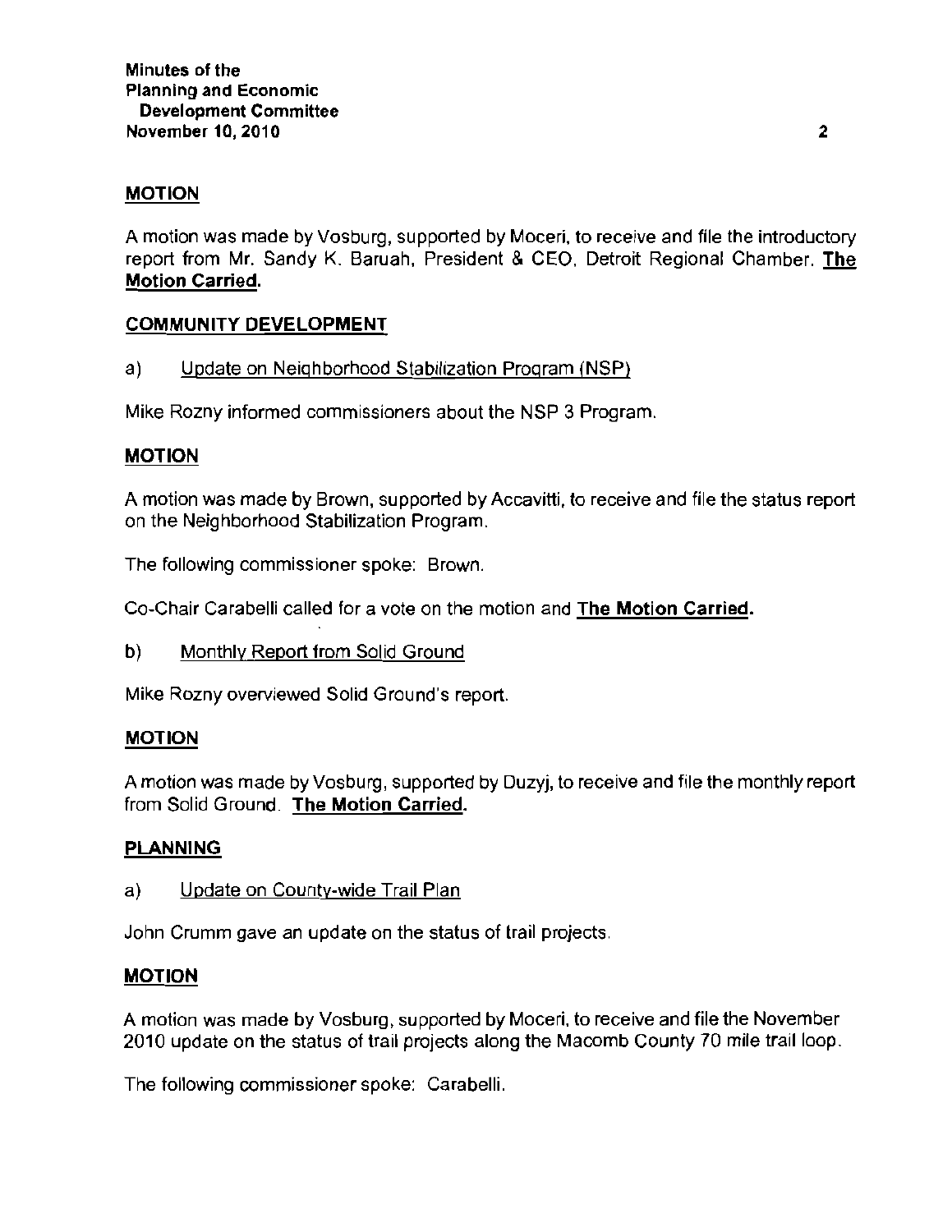**MOTION**

A motion was made by Vosburg, supported by Moceri, to receive and file the introductory report from Mr. Sandy K. Baruah, President & CEO, Detroit Regional Chamber. **The Motion Carried.**

**COMMUNITY DEVELOPMENT**

a) Update on Neighborhood Stabilization Program (NSP)

Mike Rozny informed commissioners about the NSP 3 Program.

**MOTION**

A motion was made by Brown, supported by Accavitti, to receive and file the status report on the Neighborhood Stabilization Program.

The following commissioner spoke: Brown.

Co-Chair Carabelli called for a vote on the motion and **The Motion Carried.**

b) Monthly Report from Solid Ground

Mike Rozny overviewed Solid Ground's report.

**MOTION**

A motion was made by Vosburg, supported by Duzyj, to receive and file the monthly report from Solid Ground. **The Motion Carried.**

**PLANNING**

a) Update on County-wide Trail Plan

John Crumm gave an update on the status of trail projects.

**MOTION**

A motion was made by Vosburg, supported by Moceri, to receive and file the November 2010 update on the status of trail projects along the Macomb County 70 mile trail loop.

The following commissioner spoke: Carabelli.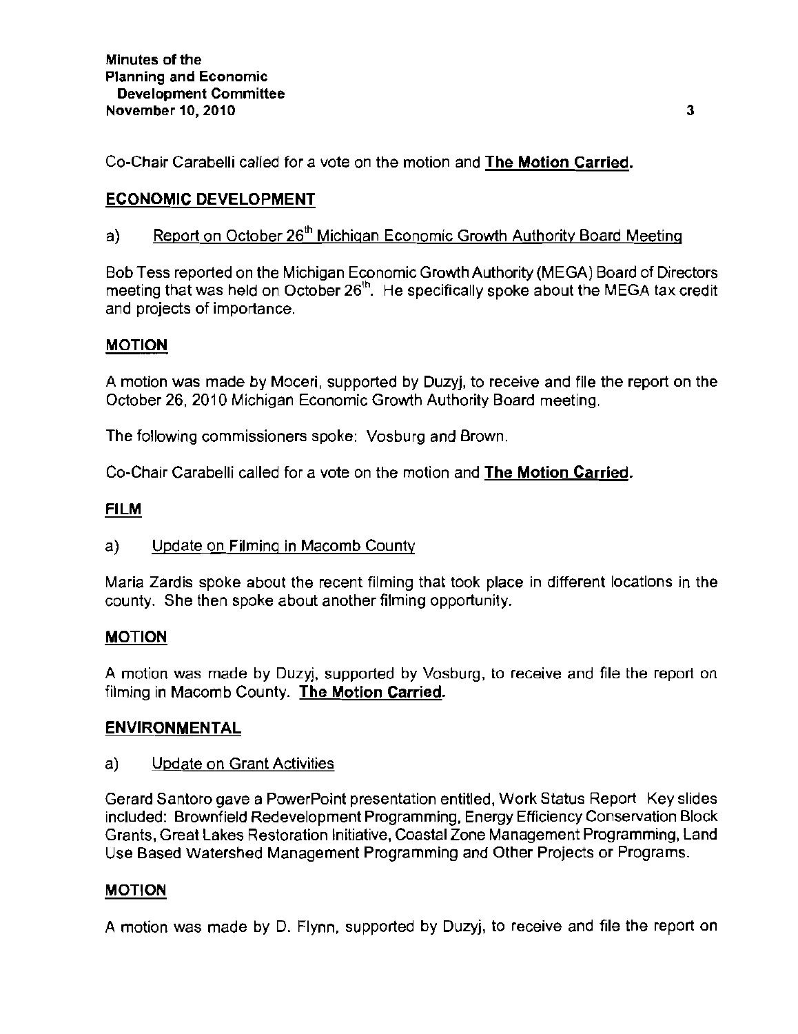Co-Chair Carabelli called for a vote on the motion and **The Motion Carried.**

## ECONOMIC DEVELOPMENT

a) Report on October 26th Michigan Economic Growth Authority Board Meeting

Bob Tess reported on the Michigan Economic Growth Authority (MEGA) Board of Directors meeting that was held on October 26th. He specifically spoke about the MEGA tax credit and projects of importance.

### MOTION

A motion was made by Moceri, supported by Duzyj, to receive and file the report on the October 26, 2010 Michigan Economic Growth Authority Board meeting.

The following commissioners spoke: Vosburg and Brown.

Co-Chair Carabelli called for a vote on the motion and **The Motion Carried.**

## FILM

a) Update on Filming in Macomb County

Maria Zardis spoke about the recent filming that took place in different locations in the county. She then spoke about another filming opportunity.

### MOTION

A motion was made by Duzyj, supported by Vosburg, to receive and file the report on filming in Macomb County. **The Motion Carried.**

## ENVIRONMENTAL

a) Update on Grant Activities

Gerard Santoro gave a PowerPoint presentation entitled, Work Status Report Key slides included: Brownfield Redevelopment Programming, Energy Efficiency Conservation Block Grants, Great Lakes Restoration Initiative, Coastal Zone Management Programming, Land Use Based Watershed Management Programming and Other Projects or Programs.

### MOTION

A motion was made by D. Flynn, supported by Duzyj, to receive and file the report on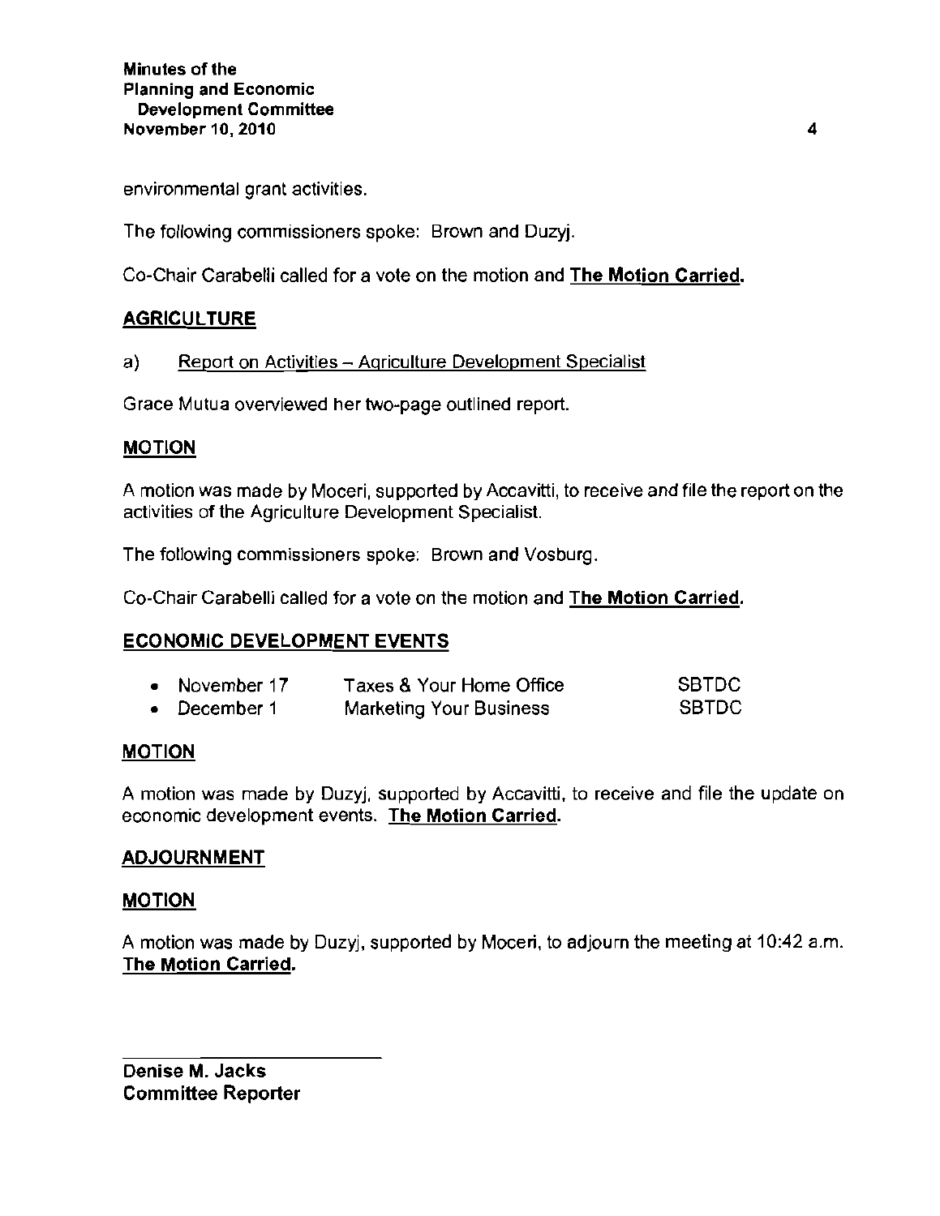environmental grant activities.

The following commissioners spoke: Brown and Duzyj.

Co-Chair Carabelli called for a vote on the motion and **The Motion Carried.**

## AGRICULTURE

a) Report on Activities – Agriculture Development Specialist

Grace Mutua overviewed her two-page outlined report.

### MOTION

A motion was made by Moceri, supported by Accavitti, to receive and file the report on the activities of the Agriculture Development Specialist.

The following commissioners spoke: Brown and Vosburg.

Co-Chair Carabelli called for a vote on the motion and **The Motion Carried.**

## ECONOMIC DEVELOPMENT EVENTS

| | | |
|---|---|---|
| • November 17 | Taxes & Your Home Office | SBTDC |
| • December 1 | Marketing Your Business | SBTDC |

### MOTION

A motion was made by Duzyj, supported by Accavitti, to receive and file the update on economic development events. **The Motion Carried.**

## ADJOURNMENT

### MOTION

A motion was made by Duzyj, supported by Moceri, to adjourn the meeting at 10:42 a.m. **The Motion Carried.**

**Denise M. Jacks**
**Committee Reporter**